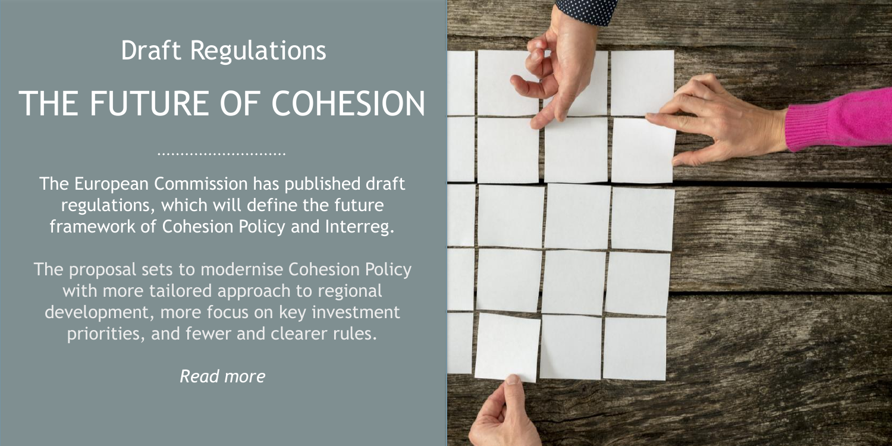## Draft Regulations

# THE FUTURE OF COHESION

The European Commission has published draft regulations, which will define the future framework of Cohesion Policy and Interreg.

The proposal sets to modernise Cohesion Policy with more tailored approach to regional development, more focus on key investment priorities, and fewer and clearer rules.

*Read more*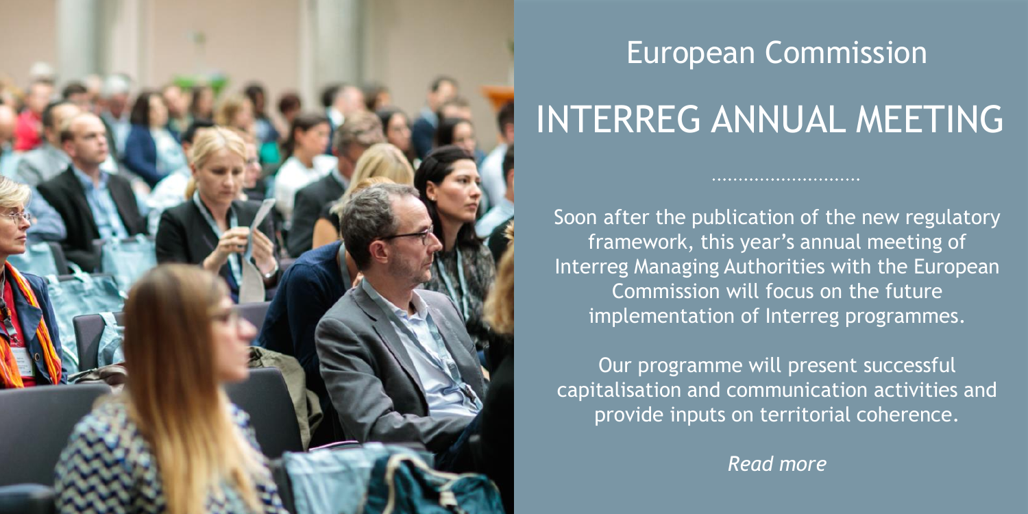European Commission

# INTERREG ANNUAL MEETING

Soon after the publication of the new regulatory framework, this year's annual meeting of Interreg Managing Authorities with the European Commission will focus on the future implementation of Interreg programmes.

Our programme will present successful capitalisation and communication activities and provide inputs on territorial coherence.

*Read more*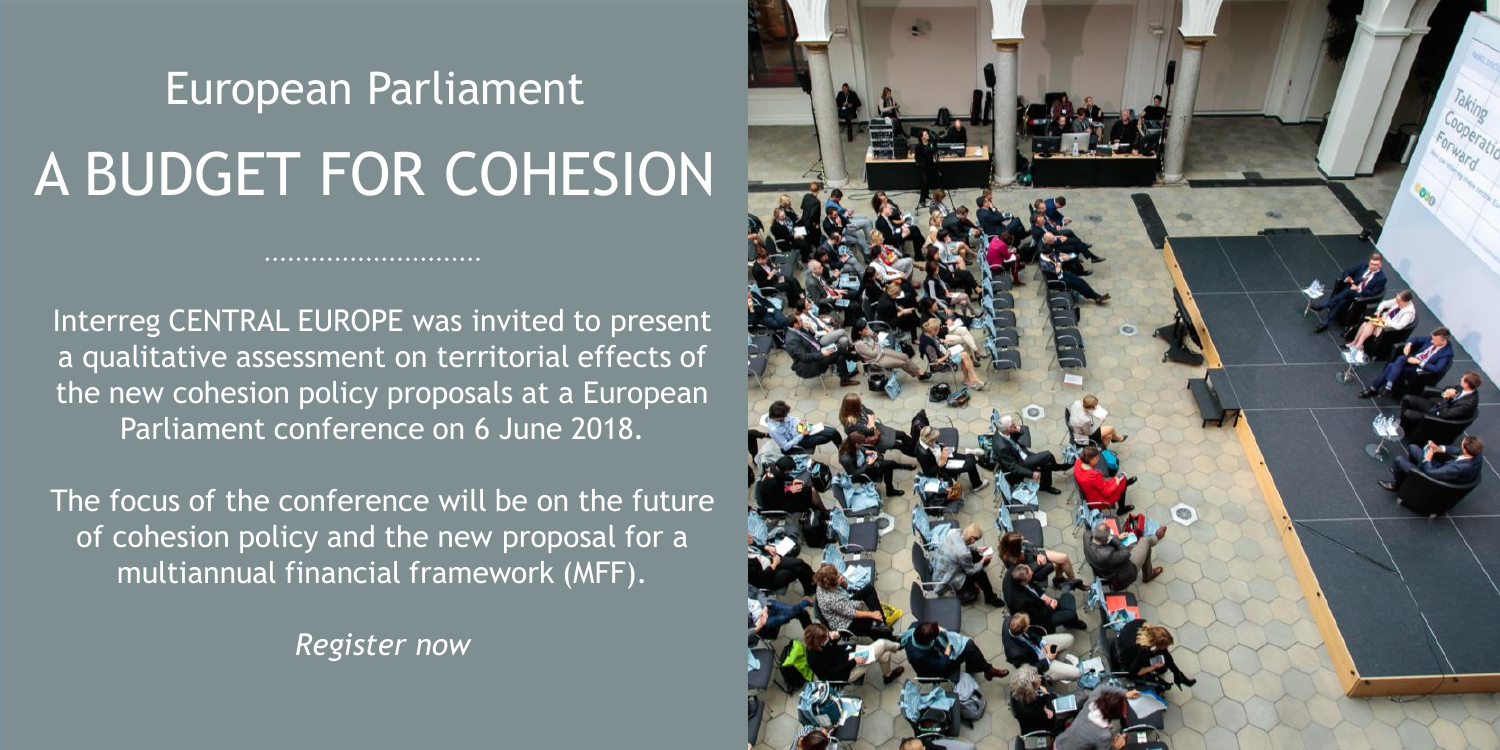European Parliament

# A BUDGET FOR COHESION

Interreg CENTRAL EUROPE was invited to present a qualitative assessment on territorial effects of the new cohesion policy proposals at a European Parliament conference on 6 June 2018.

The focus of the conference will be on the future of cohesion policy and the new proposal for a multiannual financial framework (MFF).

*Register now*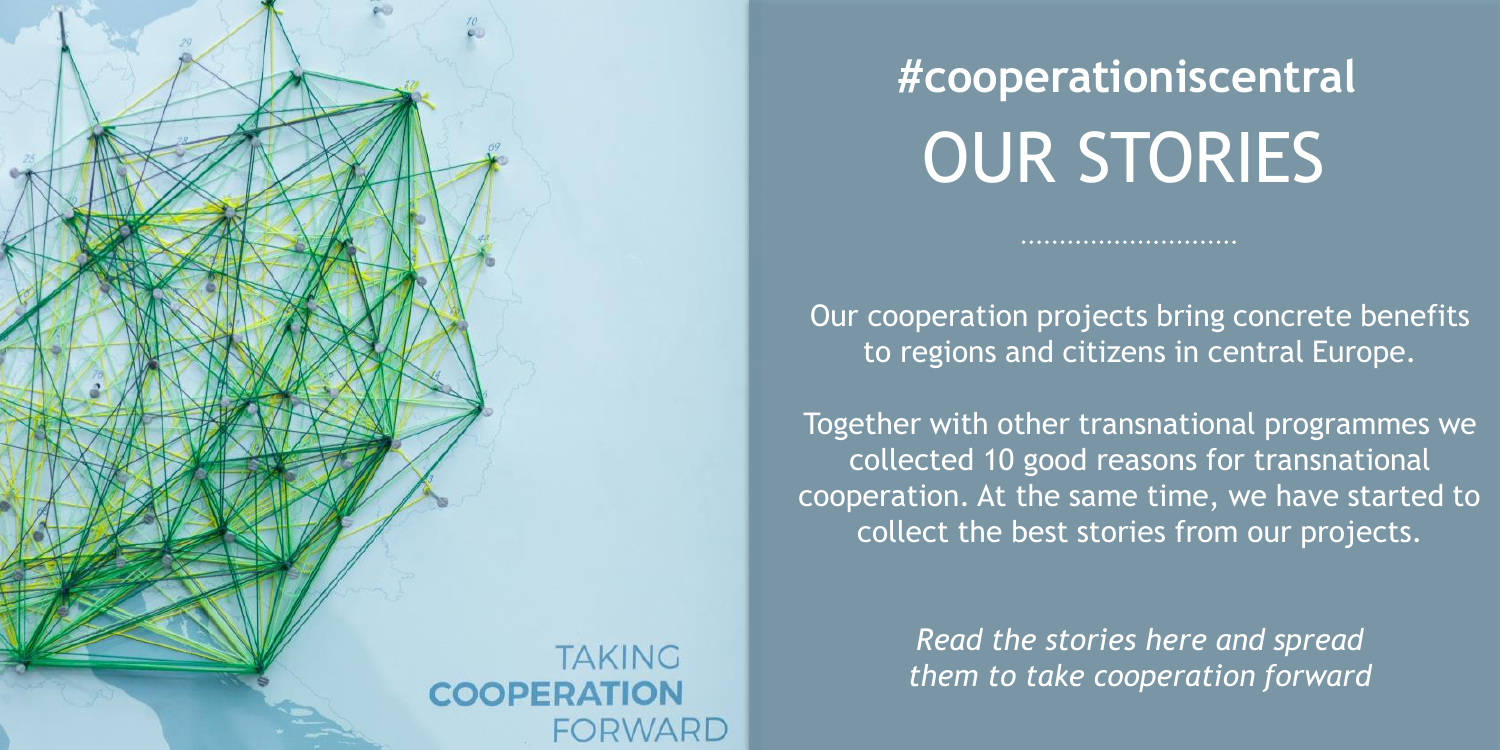TAKING
**COOPERATION**
FORWARD

# #cooperationiscentral
# OUR STORIES

Our cooperation projects bring concrete benefits to regions and citizens in central Europe.

Together with other transnational programmes we collected 10 good reasons for transnational cooperation. At the same time, we have started to collect the best stories from our projects.

*Read the stories here and spread them to take cooperation forward*